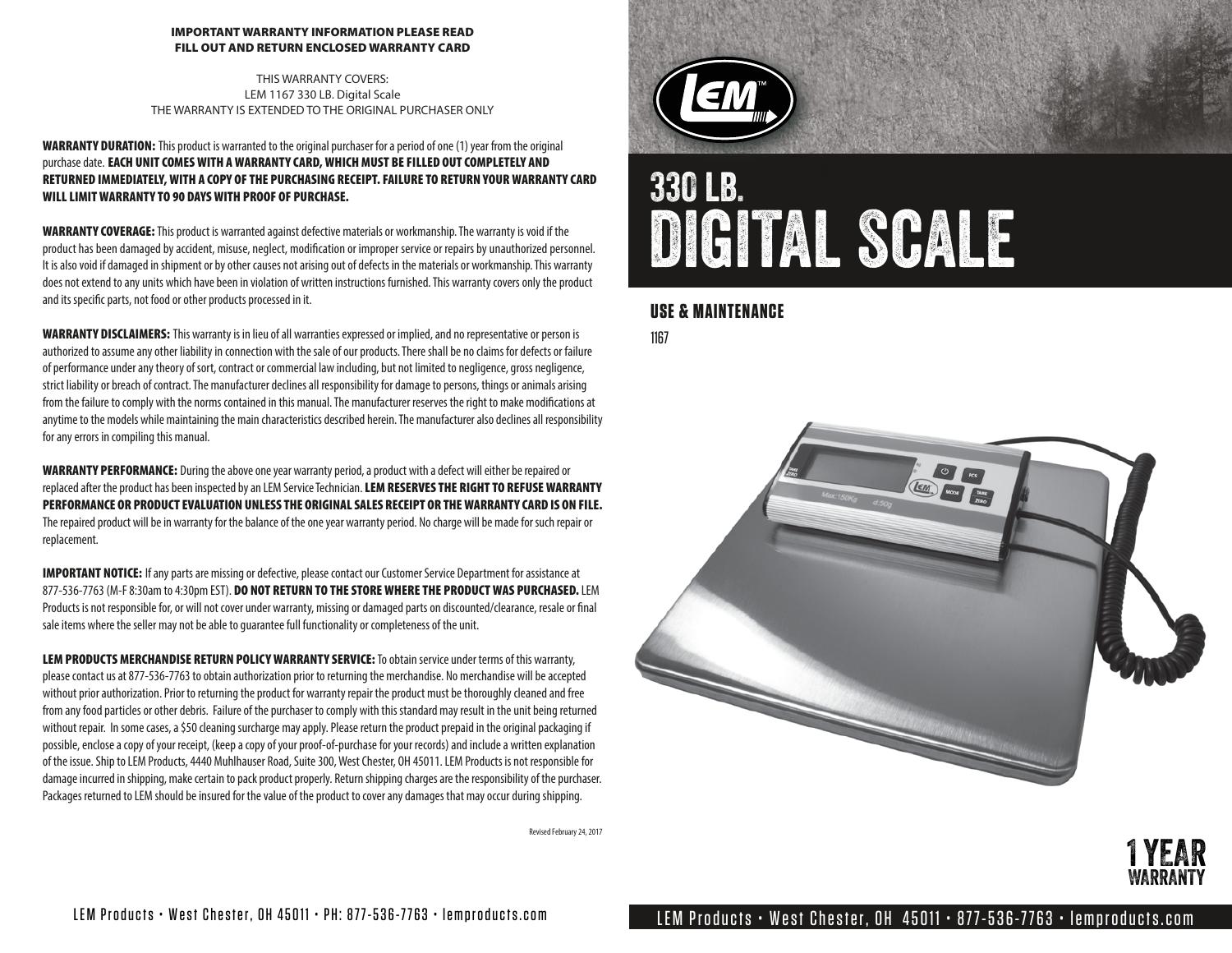**IMPORTANT WARRANTY INFORMATION PLEASE READ**
**FILL OUT AND RETURN ENCLOSED WARRANTY CARD**

THIS WARRANTY COVERS:
LEM 1167 330 LB. Digital Scale
THE WARRANTY IS EXTENDED TO THE ORIGINAL PURCHASER ONLY

**WARRANTY DURATION:** This product is warranted to the original purchaser for a period of one (1) year from the original purchase date. **EACH UNIT COMES WITH A WARRANTY CARD, WHICH MUST BE FILLED OUT COMPLETELY AND RETURNED IMMEDIATELY, WITH A COPY OF THE PURCHASING RECEIPT. FAILURE TO RETURN YOUR WARRANTY CARD WILL LIMIT WARRANTY TO 90 DAYS WITH PROOF OF PURCHASE.**

**WARRANTY COVERAGE:** This product is warranted against defective materials or workmanship. The warranty is void if the product has been damaged by accident, misuse, neglect, modification or improper service or repairs by unauthorized personnel. It is also void if damaged in shipment or by other causes not arising out of defects in the materials or workmanship. This warranty does not extend to any units which have been in violation of written instructions furnished. This warranty covers only the product and its specific parts, not food or other products processed in it.

**WARRANTY DISCLAIMERS:** This warranty is in lieu of all warranties expressed or implied, and no representative or person is authorized to assume any other liability in connection with the sale of our products. There shall be no claims for defects or failure of performance under any theory of sort, contract or commercial law including, but not limited to negligence, gross negligence, strict liability or breach of contract. The manufacturer declines all responsibility for damage to persons, things or animals arising from the failure to comply with the norms contained in this manual. The manufacturer reserves the right to make modifications at anytime to the models while maintaining the main characteristics described herein. The manufacturer also declines all responsibility for any errors in compiling this manual.

**WARRANTY PERFORMANCE:** During the above one year warranty period, a product with a defect will either be repaired or replaced after the product has been inspected by an LEM Service Technician. **LEM RESERVES THE RIGHT TO REFUSE WARRANTY PERFORMANCE OR PRODUCT EVALUATION UNLESS THE ORIGINAL SALES RECEIPT OR THE WARRANTY CARD IS ON FILE.** The repaired product will be in warranty for the balance of the one year warranty period. No charge will be made for such repair or replacement.

**IMPORTANT NOTICE:** If any parts are missing or defective, please contact our Customer Service Department for assistance at 877-536-7763 (M-F 8:30am to 4:30pm EST). **DO NOT RETURN TO THE STORE WHERE THE PRODUCT WAS PURCHASED.** LEM Products is not responsible for, or will not cover under warranty, missing or damaged parts on discounted/clearance, resale or final sale items where the seller may not be able to guarantee full functionality or completeness of the unit.

**LEM PRODUCTS MERCHANDISE RETURN POLICY WARRANTY SERVICE:** To obtain service under terms of this warranty, please contact us at 877-536-7763 to obtain authorization prior to returning the merchandise. No merchandise will be accepted without prior authorization. Prior to returning the product for warranty repair the product must be thoroughly cleaned and free from any food particles or other debris. Failure of the purchaser to comply with this standard may result in the unit being returned without repair. In some cases, a $50 cleaning surcharge may apply. Please return the product prepaid in the original packaging if possible, enclose a copy of your receipt, (keep a copy of your proof-of-purchase for your records) and include a written explanation of the issue. Ship to LEM Products, 4440 Muhlhauser Road, Suite 300, West Chester, OH 45011. LEM Products is not responsible for damage incurred in shipping, make certain to pack product properly. Return shipping charges are the responsibility of the purchaser. Packages returned to LEM should be insured for the value of the product to cover any damages that may occur during shipping.

Revised February 24, 2017

LEM Products • West Chester, OH 45011 • PH: 877-536-7763 • lemproducts.com

LEM™

# 330 LB. DIGITAL SCALE

## USE & MAINTENANCE

1167

1 YEAR WARRANTY

LEM Products • West Chester, OH 45011 • 877-536-7763 • lemproducts.com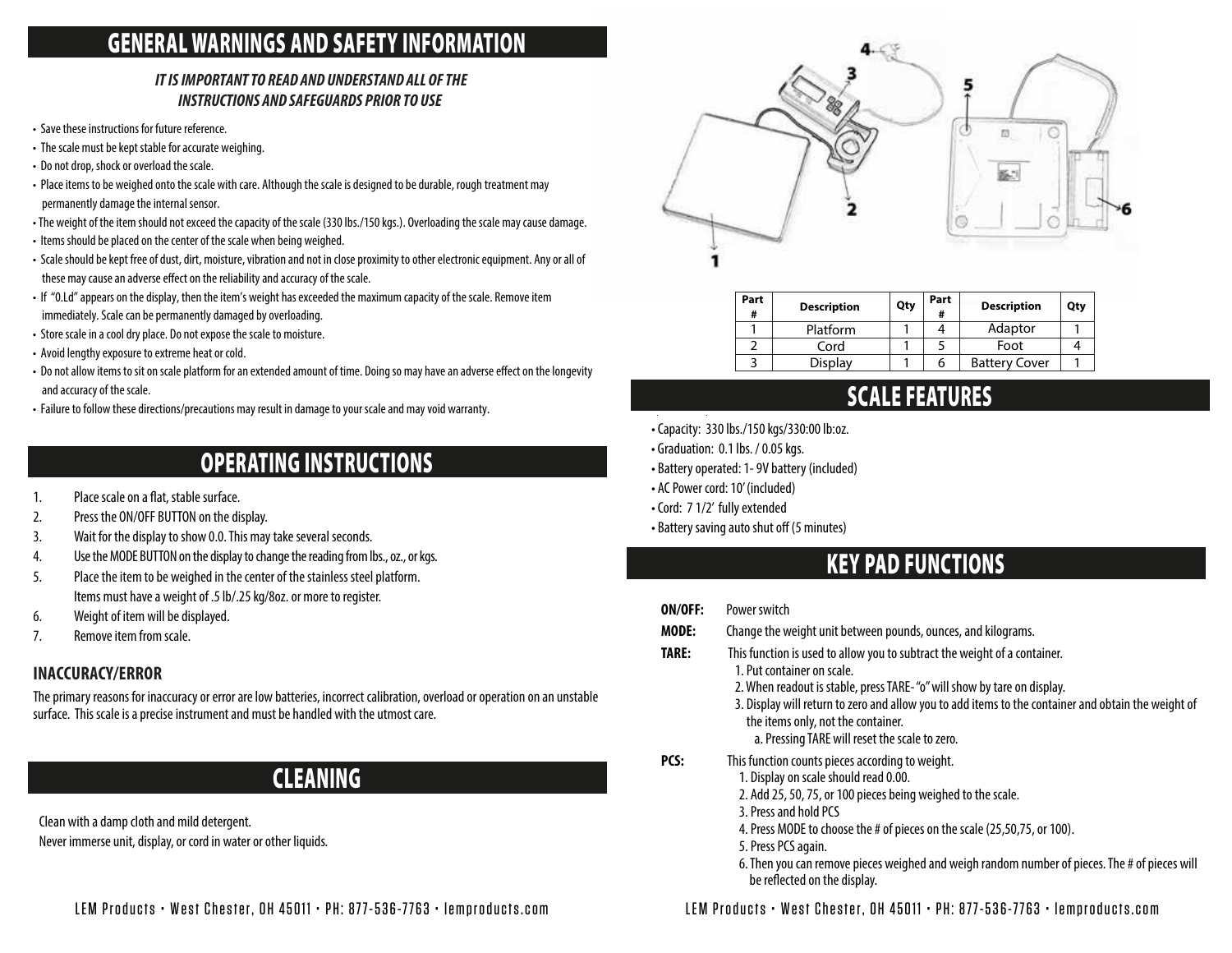# GENERAL WARNINGS AND SAFETY INFORMATION

***IT IS IMPORTANT TO READ AND UNDERSTAND ALL OF THE INSTRUCTIONS AND SAFEGUARDS PRIOR TO USE***

- Save these instructions for future reference.
- The scale must be kept stable for accurate weighing.
- Do not drop, shock or overload the scale.
- Place items to be weighed onto the scale with care. Although the scale is designed to be durable, rough treatment may permanently damage the internal sensor.
- The weight of the item should not exceed the capacity of the scale (330 lbs./150 kgs.). Overloading the scale may cause damage.
- Items should be placed on the center of the scale when being weighed.
- Scale should be kept free of dust, dirt, moisture, vibration and not in close proximity to other electronic equipment. Any or all of these may cause an adverse effect on the reliability and accuracy of the scale.
- If "0.Ld" appears on the display, then the item's weight has exceeded the maximum capacity of the scale. Remove item immediately. Scale can be permanently damaged by overloading.
- Store scale in a cool dry place. Do not expose the scale to moisture.
- Avoid lengthy exposure to extreme heat or cold.
- Do not allow items to sit on scale platform for an extended amount of time. Doing so may have an adverse effect on the longevity and accuracy of the scale.
- Failure to follow these directions/precautions may result in damage to your scale and may void warranty.

# OPERATING INSTRUCTIONS

1. Place scale on a flat, stable surface.
2. Press the ON/OFF BUTTON on the display.
3. Wait for the display to show 0.0. This may take several seconds.
4. Use the MODE BUTTON on the display to change the reading from lbs., oz., or kgs.
5. Place the item to be weighed in the center of the stainless steel platform. Items must have a weight of .5 lb/.25 kg/8oz. or more to register.
6. Weight of item will be displayed.
7. Remove item from scale.

### INACCURACY/ERROR

The primary reasons for inaccuracy or error are low batteries, incorrect calibration, overload or operation on an unstable surface. This scale is a precise instrument and must be handled with the utmost care.

# CLEANING

Clean with a damp cloth and mild detergent.
Never immerse unit, display, or cord in water or other liquids.

| Part # | Description | Qty | Part # | Description | Qty |
|---|---|---|---|---|---|
| 1 | Platform | 1 | 4 | Adaptor | 1 |
| 2 | Cord | 1 | 5 | Foot | 4 |
| 3 | Display | 1 | 6 | Battery Cover | 1 |

# SCALE FEATURES

- Capacity: 330 lbs./150 kgs/330:00 lb:oz.
- Graduation: 0.1 lbs. / 0.05 kgs.
- Battery operated: 1- 9V battery (included)
- AC Power cord: 10' (included)
- Cord: 7 1/2' fully extended
- Battery saving auto shut off (5 minutes)

# KEY PAD FUNCTIONS

**ON/OFF:** Power switch

**MODE:** Change the weight unit between pounds, ounces, and kilograms.

**TARE:** This function is used to allow you to subtract the weight of a container.
1. Put container on scale.
2. When readout is stable, press TARE- "o" will show by tare on display.
3. Display will return to zero and allow you to add items to the container and obtain the weight of the items only, not the container.
   a. Pressing TARE will reset the scale to zero.

**PCS:** This function counts pieces according to weight.
1. Display on scale should read 0.00.
2. Add 25, 50, 75, or 100 pieces being weighed to the scale.
3. Press and hold PCS
4. Press MODE to choose the # of pieces on the scale (25,50,75, or 100).
5. Press PCS again.
6. Then you can remove pieces weighed and weigh random number of pieces. The # of pieces will be reflected on the display.